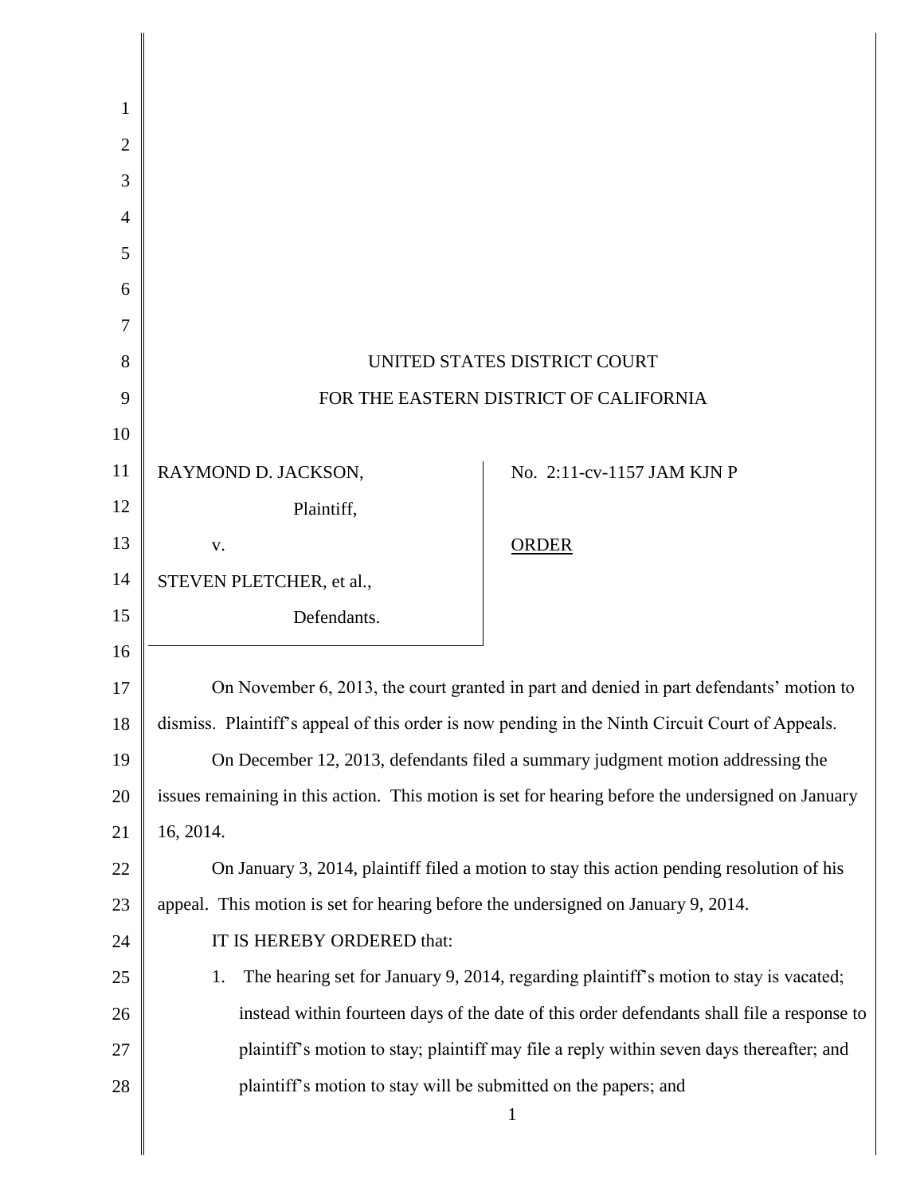UNITED STATES DISTRICT COURT

FOR THE EASTERN DISTRICT OF CALIFORNIA

| | |
|---|---|
| RAYMOND D. JACKSON,<br><br>Plaintiff,<br><br>v.<br><br>STEVEN PLETCHER, et al.,<br><br>Defendants. | No. 2:11-cv-1157 JAM KJN P<br><br><u>ORDER</u> |

On November 6, 2013, the court granted in part and denied in part defendants' motion to dismiss. Plaintiff's appeal of this order is now pending in the Ninth Circuit Court of Appeals.

On December 12, 2013, defendants filed a summary judgment motion addressing the issues remaining in this action. This motion is set for hearing before the undersigned on January 16, 2014.

On January 3, 2014, plaintiff filed a motion to stay this action pending resolution of his appeal. This motion is set for hearing before the undersigned on January 9, 2014.

IT IS HEREBY ORDERED that:

1. The hearing set for January 9, 2014, regarding plaintiff's motion to stay is vacated; instead within fourteen days of the date of this order defendants shall file a response to plaintiff's motion to stay; plaintiff may file a reply within seven days thereafter; and plaintiff's motion to stay will be submitted on the papers; and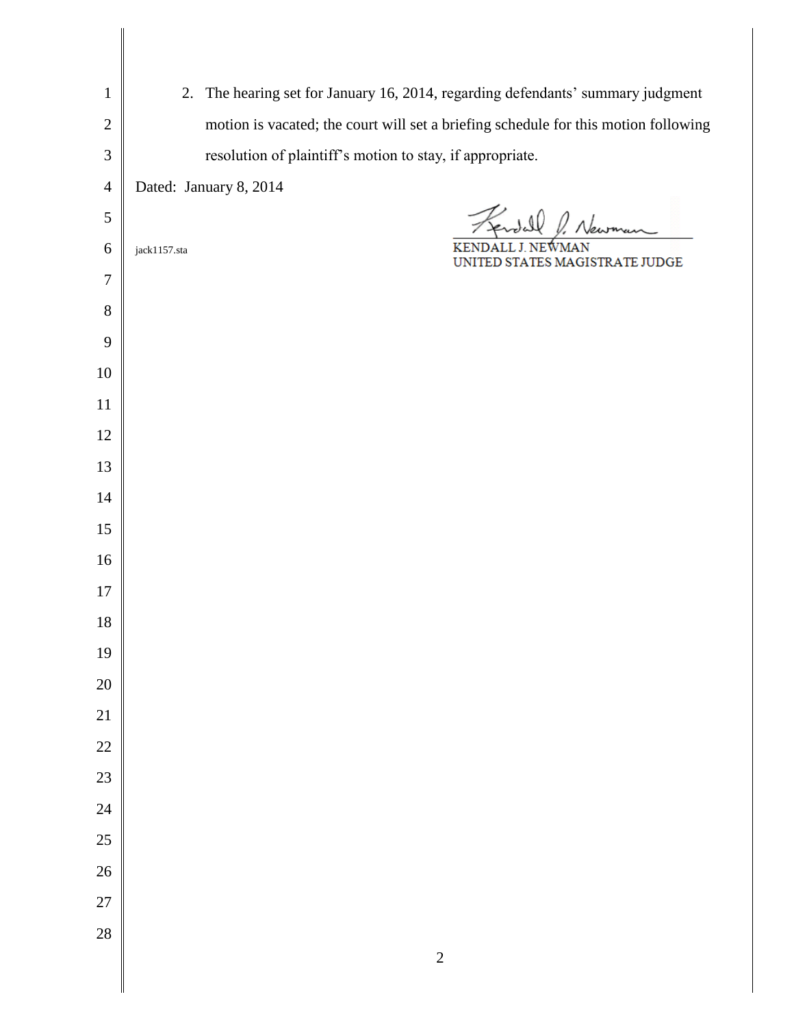2. The hearing set for January 16, 2014, regarding defendants' summary judgment motion is vacated; the court will set a briefing schedule for this motion following resolution of plaintiff's motion to stay, if appropriate.

Dated: January 8, 2014

jack1157.sta

KENDALL J. NEWMAN
UNITED STATES MAGISTRATE JUDGE